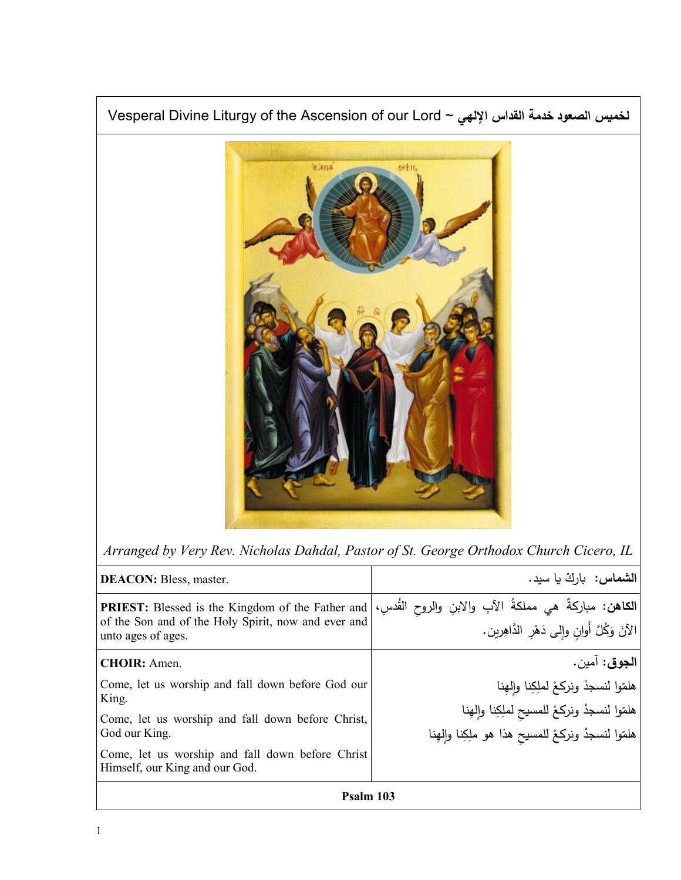# Vesperal Divine Liturgy of the Ascension of our Lord ~ لخميس الصعود خدمة القداس الإلهي

*Arranged by Very Rev. Nicholas Dahdal, Pastor of St. George Orthodox Church Cicero, IL*

| | |
|---|---|
| **DEACON:** Bless, master. | **الشماس:** باركْ يا سيد. |
| **PRIEST:** Blessed is the Kingdom of the Father and of the Son and of the Holy Spirit, now and ever and unto ages of ages. | **الكاهن:** مباركةٌ هي مملكةُ الآبِ والابنِ والروحِ القُدسِ، الآنَ وَكُلَّ أَوانٍ وإِلى دَهْرِ الدَّاهِرين. |
| **CHOIR:** Amen.<br>Come, let us worship and fall down before God our King.<br>Come, let us worship and fall down before Christ, God our King.<br>Come, let us worship and fall down before Christ Himself, our King and our God. | **الجوق:** آمين.<br>هلمّوا لنسجدْ ونركعْ لملِكِنا وإلهنا<br>هلمّوا لنسجدْ ونركعْ للمسيحِ لملِكِنا وإلهنا<br>هلمّوا لنسجدْ ونركعْ للمسيحِ هذا هو ملِكِنا وإلهنا |

**Psalm 103**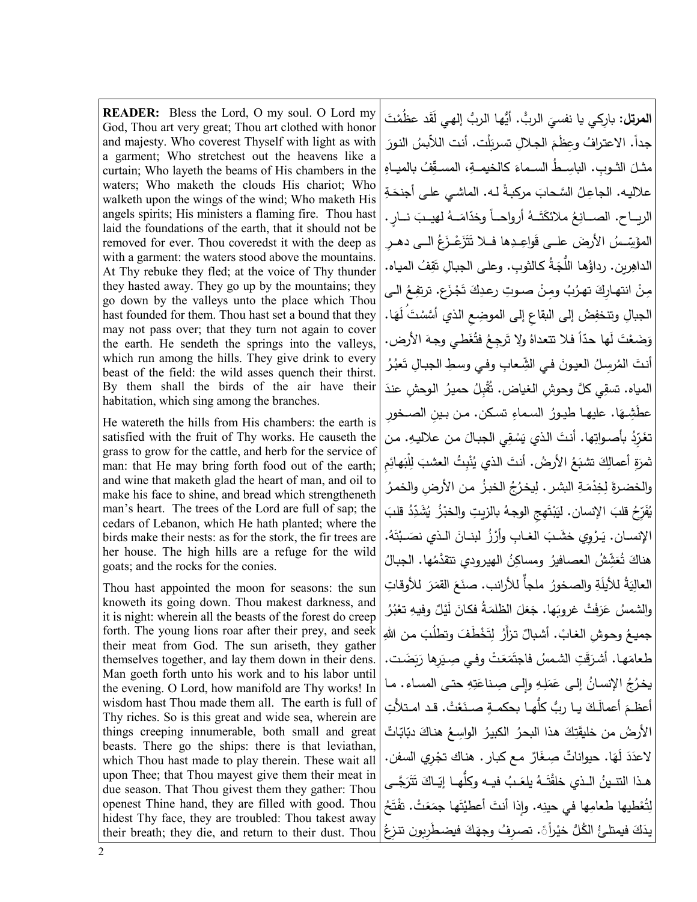**READER:** Bless the Lord, O my soul. O Lord my God, Thou art very great; Thou art clothed with honor and majesty. Who coverest Thyself with light as with a garment; Who stretchest out the heavens like a curtain; Who layeth the beams of His chambers in the waters; Who maketh the clouds His chariot; Who walketh upon the wings of the wind; Who maketh His angels spirits; His ministers a flaming fire. Thou hast laid the foundations of the earth, that it should not be removed for ever. Thou coveredst it with the deep as with a garment: the waters stood above the mountains. At Thy rebuke they fled; at the voice of Thy thunder they hasted away. They go up by the mountains; they go down by the valleys unto the place which Thou hast founded for them. Thou hast set a bound that they may not pass over; that they turn not again to cover the earth. He sendeth the springs into the valleys, which run among the hills. They give drink to every beast of the field: the wild asses quench their thirst. By them shall the birds of the air have their habitation, which sing among the branches.

He watereth the hills from His chambers: the earth is satisfied with the fruit of Thy works. He causeth the grass to grow for the cattle, and herb for the service of man: that He may bring forth food out of the earth; and wine that maketh glad the heart of man, and oil to make his face to shine, and bread which strengtheneth man's heart. The trees of the Lord are full of sap; the cedars of Lebanon, which He hath planted; where the birds make their nests: as for the stork, the fir trees are her house. The high hills are a refuge for the wild goats; and the rocks for the conies.

Thou hast appointed the moon for seasons: the sun knoweth its going down. Thou makest darkness, and it is night: wherein all the beasts of the forest do creep forth. The young lions roar after their prey, and seek their meat from God. The sun ariseth, they gather themselves together, and lay them down in their dens. Man goeth forth unto his work and to his labor until the evening. O Lord, how manifold are Thy works! In wisdom hast Thou made them all. The earth is full of Thy riches. So is this great and wide sea, wherein are things creeping innumerable, both small and great beasts. There go the ships: there is that leviathan, which Thou hast made to play therein. These wait all upon Thee; that Thou mayest give them their meat in due season. That Thou givest them they gather: Thou openest Thine hand, they are filled with good. Thou hidest Thy face, they are troubled: Thou takest away their breath; they die, and return to their dust. Thou

**المرتل:** بارِكي يا نفسيَ الربَّ. أيُّها الربُّ إلهي لَقَد عظُمْتَ جداً. الاعترافُ وعظَمَ الجلالِ تسربَلْت. أنت اللاّبسُ النورَ مثلَ الثوب. الباسِطُ السماءَ كالخيمةِ، المسقِّفُ بالمياهِ علاليه. الجاعِلُ السَّحابَ مركبةً لـه. الماشي على أجنحَةِ الرياح. الصانِعُ ملائكَتَهُ أرواحاً وخدّامَهُ لهيبَ نارٍ. المؤَسِّسُ الأرضَ على قَواعِدِها فلا تَتَزَعْزَعُ الى دهرِ الداهِرين. رداؤُها اللُّجَةُ كالثوبِ. وعلى الجبالِ تَقِفُ المياه. مِنْ انتهارِكَ تهرُبُ ومِنْ صوتِ رعدِكَ تَجْزَع. ترتفِعُ الى الجبالِ وتنخفِضُ إلى البقاعِ إلى الموضِعِ الذي أسَّسْتَ لَهَا. وَضَعْتَ لَهَا حدّاً فلا تتعداهُ ولا تَرجِعُ فتُغَطي وجهَ الأرض. أنتَ المُرسِلُ العيونَ في الشِّعابِ وفي وسطِ الجبالِ تَعبُرُ المياه. تسقِي كلَّ وحوشِ الغياض. تُقْبِلُ حميرُ الوحشِ عندَ عطشِها. عليها طيورُ السماءِ تسكن. من بينِ الصخورِ تغَرِّدُ بأصواتِها. أنتَ الذي يَسْقِي الجبالَ من علاليهِ. من ثمَرَةِ أعمالِكَ تشبَعُ الأرضُ. أنتَ الذي يُنْبِتُ العشبَ لِلْبَهائِمِ والخضرةَ لِخِدْمَةِ البشر. لِيخرُجُ الخبزُ من الأرضِ والخمرُ يُفَرِّحُ قلبَ الإنسان. ليَبْتَهِج الوجهُ بالزيتِ والخبْزُ يُشَدِّدُ قلبَ الإنسان. يَرْوِي خشَبَ الغابِ وأرزُ لبنانَ الذي نصَبْتَهُ. هناكَ تُعَشِّشُ العصافيرُ ومساكِنُ الهيرودي تتقدَّمُها. الجبالُ العاليةُ للأيلَةِ والصخورُ ملجأٌ للأرانب. صنَعَ القمَرَ للأوقاتِ والشمسُ عَرَفَتْ غروبَها. جَعَلَ الظلمَةَ فكانَ لَيْلٌ وفيهِ تعْبُرُ جميعُ وحوشِ الغابْ. أشبالٌ تزأرُ لِتَخْطَفَ وتطلُبَ من اللهِ طعامَها. أشرَقَتِ الشمسُ فاجتَمَعَتْ وفي صِيَرِها رَبَضَت. يخرُجُ الإنسانُ إلى عَمَلِهِ وإلى صِناعَتِهِ حتى المساء. ما أعظمَ أعمالَكَ يا ربُّ كلُّها بحكمةٍ صنَعْتَ. قد امتلأتِ الأرضُ من خليقَتِكَ هذا البحرُ الكبيرُ الواسِعُ هناكَ دبّابّاتٌ لاعدَدَ لَهَا. حيواناتٌ صِغَارٌ مع كبار. هناك تجْرِي السفن. هذا التنينُ الذي خلقْتَهُ يلعَبُ فيه وكلُّها إيّاكَ تَتَرَجَّى لِتُعْطِيها طعامِها في حينِه. وإذا أنتَ أعطيْتَها جمَعَتْ. تفْتَحُ يدَكَ فيمتلئُ الكُلُّ خيْراً. تصرِفُ وجهَكَ فيضطَرِبون تنزِعُ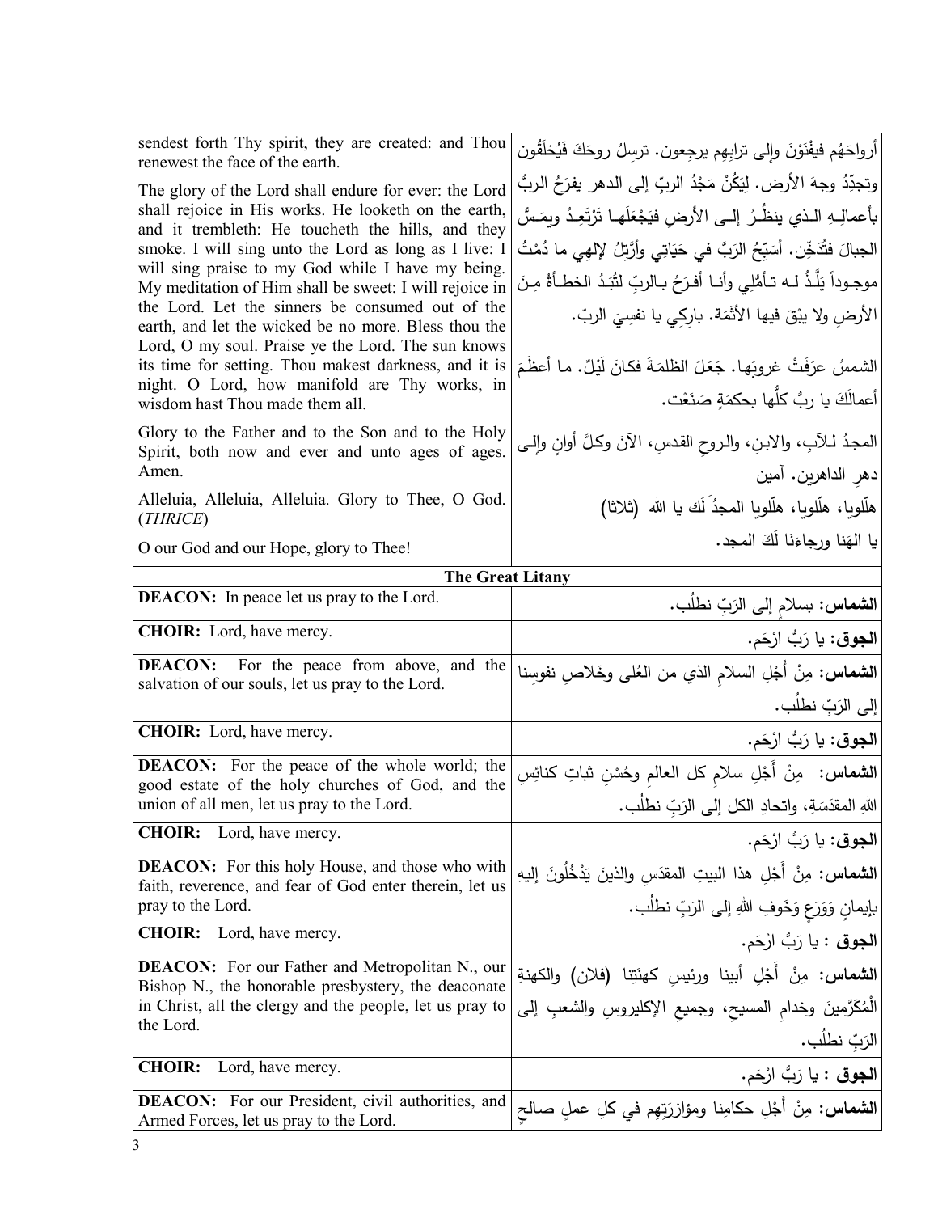| | |
|---|---|
| sendest forth Thy spirit, they are created: and Thou renewest the face of the earth. | أرواحَهُم فيفْنَوْنَ وإلى ترابِهِم يرجعون. ترسِلُ روحَكَ فَيُخلَقُون |
| The glory of the Lord shall endure for ever: the Lord shall rejoice in His works. He looketh on the earth, and it trembleth: He toucheth the hills, and they smoke. I will sing unto the Lord as long as I live: I will sing praise to my God while I have my being. My meditation of Him shall be sweet: I will rejoice in the Lord. Let the sinners be consumed out of the earth, and let the wicked be no more. Bless thou the Lord, O my soul. Praise ye the Lord. The sun knows its time for setting. Thou makest darkness, and it is night. O Lord, how manifold are Thy works, in wisdom hast Thou made them all. | وتجدِّدُ وجهَ الأرض. ليَكُنْ مَجْدُ الربِّ إلى الدهر يفرَحُ الربُّ بأعمالِهِ الذي ينظُرُ إلى الأرضِ فيَجْعَلَها تَرْتَعِدُ ويمَسُّ الجبالَ فتُدخِّن. أسَبِّحُ الرَبَّ في حَيَاتِي وأرَتِّلُ لإلهي ما دُمْتُ موجوداً يَلَذُّ لَه تأمُّلِي وأنا أفرَحُ بالربِّ لتُبَدْ الخطأةُ مِنَ الأرضِ ولا يبْقَ فيها الأثَمَة. بارِكِي يا نفسِيَ الربّ. الشمسُ عرَفَتْ غروبَها. جَعَلَ الظلمَةَ فكانَ لَيْلٌ. ما أعظَمَ أعمالَكَ يا ربُّ كلُّها بحكمَةٍ صَنَعْت. |
| Glory to the Father and to the Son and to the Holy Spirit, both now and ever and unto ages of ages. Amen. | المجدُ للآبِ، والابنِ، والروحِ القدسِ، الآنَ وكلَّ أوانٍ وإلى دهرِ الداهرين. آمين |
| Alleluia, Alleluia, Alleluia. Glory to Thee, O God. (*THRICE*) | هلّلويا، هلّلويا، هلّلويا المجدُ لَكَ يا الله (ثلاثا) |
| O our God and our Hope, glory to Thee! | يا الهَنا ورجاءَنَا لَكَ المجد. |
| **The Great Litany** | |
| **DEACON:** In peace let us pray to the Lord. | **الشماس:** بسلامٍ إلى الرَبِّ نطلُب. |
| **CHOIR:** Lord, have mercy. | **الجوق:** يا رَبُّ ارْحَم. |
| **DEACON:** For the peace from above, and the salvation of our souls, let us pray to the Lord. | **الشماس:** مِنْ أَجْلِ السلامِ الذي من العُلى وخَلاصِ نفوسِنا إلى الرَبِّ نطلُب. |
| **CHOIR:** Lord, have mercy. | **الجوق:** يا رَبُّ ارْحَم. |
| **DEACON:** For the peace of the whole world; the good estate of the holy churches of God, and the union of all men, let us pray to the Lord. | **الشماس:** مِنْ أَجْلِ سلامِ كل العالمِ وحُسْنِ ثباتِ كنائسِ اللهِ المقدَسَةِ، واتحادِ الكل إلى الرَبِّ نطلُب. |
| **CHOIR:** Lord, have mercy. | **الجوق:** يا رَبُّ ارْحَم. |
| **DEACON:** For this holy House, and those who with faith, reverence, and fear of God enter therein, let us pray to the Lord. | **الشماس:** مِنْ أَجْلِ هذا البيتِ المقدَسِ والذينَ يَدْخُلُونَ إليهِ بإيمانٍ وَوَرَعٍ وَخَوفِ اللهِ إلى الرَبِّ نطلُب. |
| **CHOIR:** Lord, have mercy. | **الجوق :** يا رَبُّ ارْحَم. |
| **DEACON:** For our Father and Metropolitan N., our Bishop N., the honorable presbystery, the deaconate in Christ, all the clergy and the people, let us pray to the Lord. | **الشماس:** مِنْ أَجْلِ أبينا ورئيسِ كهنَتِنا (فلان) والكهنةِ الْمُكَرَّمينَ وخدامِ المسيحِ، وجميعِ الإكليروسِ والشعبِ إلى الرَبِّ نطلُب. |
| **CHOIR:** Lord, have mercy. | **الجوق :** يا رَبُّ ارْحَم. |
| **DEACON:** For our President, civil authorities, and Armed Forces, let us pray to the Lord. | **الشماس:** مِنْ أَجْلِ حكامِنا ومؤازرَتِهِم في كلِ عملٍ صالحٍ |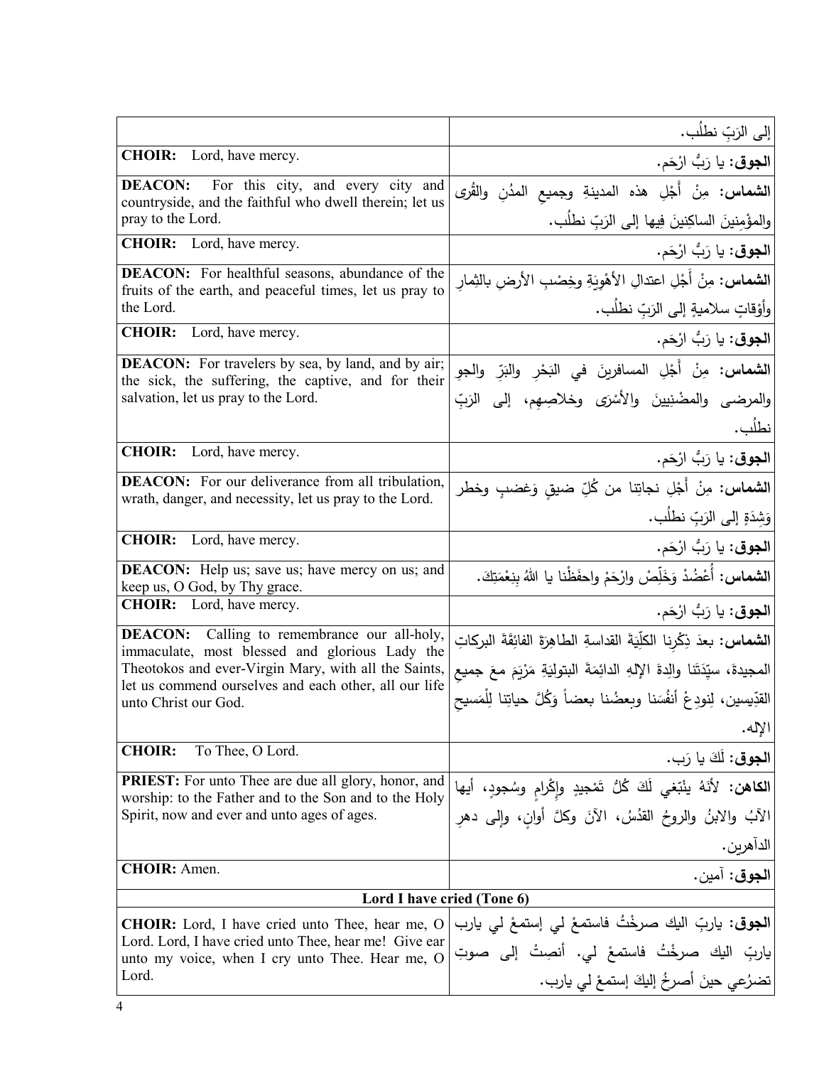| | |
|---|---|
| | إلى الرَبِّ نطلُب. |
| **CHOIR:** Lord, have mercy. | **الجوق:** يا رَبُّ ارْحَم. |
| **DEACON:** For this city, and every city and countryside, and the faithful who dwell therein; let us pray to the Lord. | **الشماس:** مِنْ أَجْلِ هذه المدينةِ وجميعِ المدُنِ والقُرى والمؤمِنينَ الساكِنينَ فيها إلى الرَبِّ نطلُب. |
| **CHOIR:** Lord, have mercy. | **الجوق:** يا رَبُّ ارْحَم. |
| **DEACON:** For healthful seasons, abundance of the fruits of the earth, and peaceful times, let us pray to the Lord. | **الشماس:** مِنْ أَجْلِ اعتدالِ الأهْوِيَةِ وخِصْبِ الأرضِ بالثِمارِ وأوْقاتٍ سلاميةٍ إلى الرَبِّ نطلُب. |
| **CHOIR:** Lord, have mercy. | **الجوق:** يا رَبُّ ارْحَم. |
| **DEACON:** For travelers by sea, by land, and by air; the sick, the suffering, the captive, and for their salvation, let us pray to the Lord. | **الشماس:** مِنْ أَجْلِ المسافرينَ في البَحْرِ والبَرِّ والجوِ والمرضى والمضْنِيينَ والأسْرَى وخلاصِهِم، إلى الرَبِّ نطلُب. |
| **CHOIR:** Lord, have mercy. | **الجوق:** يا رَبُّ ارْحَم. |
| **DEACON:** For our deliverance from all tribulation, wrath, danger, and necessity, let us pray to the Lord. | **الشماس:** مِنْ أَجْلِ نجاتِنا من كُلِّ ضيقٍ وَغضبٍ وخطر وَشِدَةٍ إلى الرَبِّ نطلُب. |
| **CHOIR:** Lord, have mercy. | **الجوق:** يا رَبُّ ارْحَم. |
| **DEACON:** Help us; save us; have mercy on us; and keep us, O God, by Thy grace. | **الشماس:** أُعْضُدْ وَخَلِّصْ وارْحَمْ واحفَظْنا يا اللهُ بِنِعْمَتِكَ. |
| **CHOIR:** Lord, have mercy. | **الجوق:** يا رَبُّ ارْحَم. |
| **DEACON:** Calling to remembrance our all-holy, immaculate, most blessed and glorious Lady the Theotokos and ever-Virgin Mary, with all the Saints, let us commend ourselves and each other, all our life unto Christ our God. | **الشماس:** بعدَ ذِكْرِنا الكلِّيَةَ القداسةِ الطاهِرَةَ الفائِقَةَ البركاتِ المجيدةَ، سيِّدَتَنا والِدةَ الإلهِ الدائِمَةَ البتوليَةِ مَرْيَمَ معَ جميعِ القدّيسين، لِنودِعْ أنفُسَنا وبعضُنا بعضاً وَكُلَّ حياتِنا لِلْمَسيحِ الإله. |
| **CHOIR:** To Thee, O Lord. | **الجوق:** لَكَ يا رَب. |
| **PRIEST:** For unto Thee are due all glory, honor, and worship: to the Father and to the Son and to the Holy Spirit, now and ever and unto ages of ages. | **الكاهن:** لأنَهُ ينْبَغي لَكَ كُلُّ تَمْجيدٍ وإِكْرامٍ وسُجودٍ، أيها الآبُ والابنُ والروحُ القدُسُ، الآنَ وكلَّ أوانٍ، وإلى دهرِ الداهرين. |
| **CHOIR:** Amen. | **الجوق:** آمين. |
| **Lord I have cried (Tone 6)** | |
| **CHOIR:** Lord, I have cried unto Thee, hear me, O Lord. Lord, I have cried unto Thee, hear me! Give ear unto my voice, when I cry unto Thee. Hear me, O Lord. | **الجوق:** ياربِّ اليك صرخْتُ فاستمعْ لي إستمعْ لي يارب ياربِّ اليك صرخْتُ فاستمعْ لي. أنصِتْ إلى صوتِ تضرُعي حينَ أصرخُ إليكَ إستمعْ لي يارب. |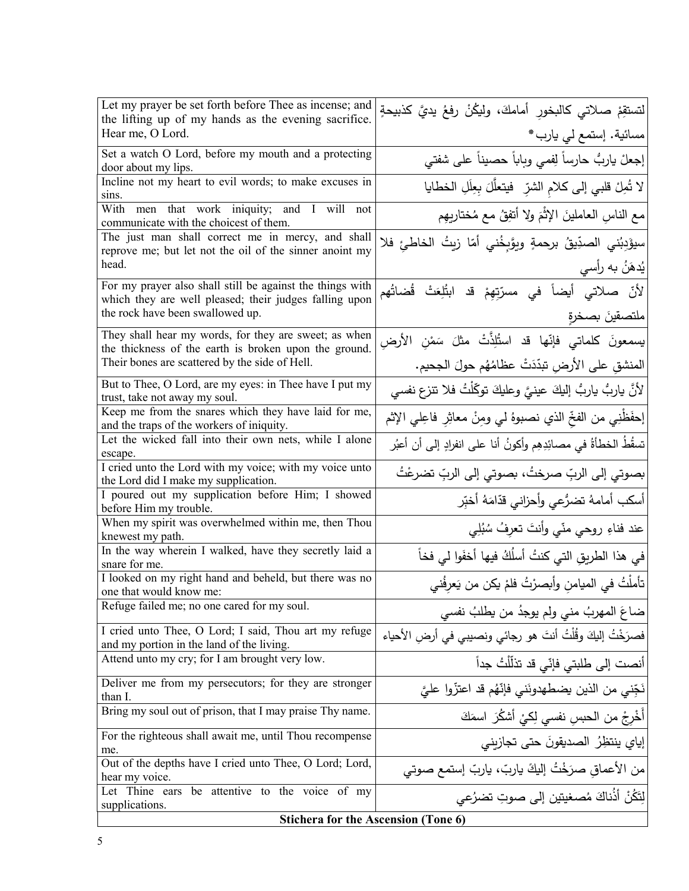| | |
|---|---|
| Let my prayer be set forth before Thee as incense; and the lifting up of my hands as the evening sacrifice. Hear me, O Lord. | لتستقِمْ صلاتي كالبخورِ أمامكَ، وليكُنْ رفعُ يديَّ كذبيحةٍ مسائية. إستمع لي يارب* |
| Set a watch O Lord, before my mouth and a protecting door about my lips. | إجعلْ ياربُّ حارساً لِفمي وباباً حصيناً على شفتي |
| Incline not my heart to evil words; to make excuses in sins. | لا تُمِلْ قلبي إلى كلامِ الشرّ فيتعلَّلَ بِعِلَلِ الخطايا |
| With men that work iniquity; and I will not communicate with the choicest of them. | مع الناسِ العاملينَ الإثْمَ ولا أتفِقُ مع مُختاريهِم |
| The just man shall correct me in mercy, and shall reprove me; but let not the oil of the sinner anoint my head. | سيؤَدِبُني الصدِّيقُ برحمةٍ ويوَّبِخُني أمّا زيتُ الخاطئِ فلا يُدهَنُ به رأسي |
| For my prayer also shall still be against the things with which they are well pleased; their judges falling upon the rock have been swallowed up. | لأنّ صلاتي أيضاً في مسرّتِهِمْ قد ابتُلِعَتْ قُضاتُهم ملتصقينَ بصخرةٍ |
| They shall hear my words, for they are sweet; as when the thickness of the earth is broken upon the ground. Their bones are scattered by the side of Hell. | يسمعونَ كلماتي فإنّها قد استُلِذَّتْ مثلَ سَمْنِ الأرضِ المنشقِ على الأرضِ تبدّدَتْ عظامُهُم حولَ الجحيم. |
| But to Thee, O Lord, are my eyes: in Thee have I put my trust, take not away my soul. | لأنَّ ياربُّ ياربُّ إليكَ عينيَّ وعليكَ توكّلْتُ فلا تنزع نفسي |
| Keep me from the snares which they have laid for me, and the traps of the workers of iniquity. | إحفَظْنِي من الفخِّ الذي نصبوهُ لي ومِنْ معاثِرِ فاعِلي الإثم |
| Let the wicked fall into their own nets, while I alone escape. | تسقُطُ الخطأةُ في مصائدِهِم وأكونُ أنا على انفرادٍ إلى أن أعبُر |
| I cried unto the Lord with my voice; with my voice unto the Lord did I make my supplication. | بصوتي إلى الربِّ صرختُ، بصوتي إلى الربِّ تضرعْتُ |
| I poured out my supplication before Him; I showed before Him my trouble. | أسكب أمامهُ تضرُّعي وأحزاني قدّامَهُ أخبِّر |
| When my spirit was overwhelmed within me, then Thou knewest my path. | عند فناءِ روحي منّي وأنتَ تعرِفُ سُبُلِي |
| In the way wherein I walked, have they secretly laid a snare for me. | في هذا الطريقِ التي كنتُ أسلُكُ فيها أخفَوا لي فخاً |
| I looked on my right hand and beheld, but there was no one that would know me: | تأملْتُ في الميامنِ وأبصرْتُ فلمْ يكن من يَعرِفُني |
| Refuge failed me; no one cared for my soul. | ضاعَ المهربُ مني ولم يوجدُ من يطلبُ نفسي |
| I cried unto Thee, O Lord; I said, Thou art my refuge and my portion in the land of the living. | فصرَخْتُ إليكَ وقُلْتُ أنتَ هو رجائي ونصيبي في أرضِ الأحياء |
| Attend unto my cry; for I am brought very low. | أنصت إلى طلبتي فإنّي قد تذلّلْتُ جداً |
| Deliver me from my persecutors; for they are stronger than I. | نَجِّني من الذين يضطهدونَني فإنّهُم قد اعتزّوا عليَّ |
| Bring my soul out of prison, that I may praise Thy name. | أَخْرِجْ من الحبسِ نفسي لِكيْ أشكُرَ اسمَكَ |
| For the righteous shall await me, until Thou recompense me. | إياي ينتظِرُ الصديقونَ حتى تجازيني |
| Out of the depths have I cried unto Thee, O Lord; Lord, hear my voice. | من الأعماقِ صرَخْتُ إليكَ ياربّ، ياربّ إستمع صوتي |
| Let Thine ears be attentive to the voice of my supplications. | لِتَكُنْ أذُناكَ مُصغيتين إلى صوتِ تضرُّعي |

**Stichera for the Ascension (Tone 6)**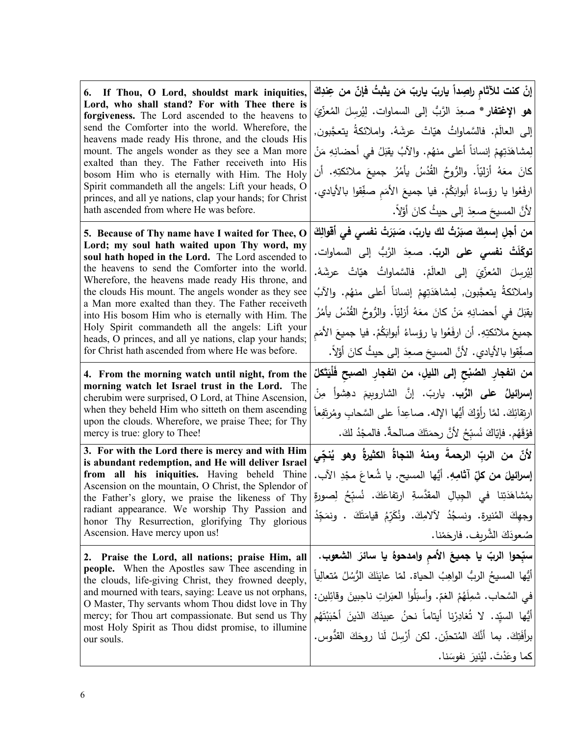| | |
|---|---|
| **6. If Thou, O Lord, shouldst mark iniquities, Lord, who shall stand? For with Thee there is forgiveness.** The Lord ascended to the heavens to send the Comforter into the world. Wherefore, the heavens made ready His throne, and the clouds His mount. The angels wonder as they see a Man more exalted than they. The Father receiveth into His bosom Him who is eternally with Him. The Holy Spirit commandeth all the angels: Lift your heads, O princes, and all ye nations, clap your hands; for Christ hath ascended from where He was before. | **إنْ كنت للآثامِ راصِداً ياربّ ياربّ مَن يثبتُ فإنّ من عِندِكَ هو الإغتفار*** صعِدَ الرَّبُّ إلى السماوات. لِيُرسِلَ المُعزّيَ إلى العالَمْ. فالسَّماواتُ هيّاتْ عرشَهُ. واملائكةُ يتعجَّبون, لِمشاهَدَتِهِمْ إنساناً أعلى منهُم. والآبُ يقبَلُ في أحضانِهِ مَنْ كانَ معَهُ أزليّاً. والرُّوحُ القُدُسُ يأمُرُ جميعَ ملائكتِهِ. أن ارفَعُوا يا رؤساءُ أبوابَكُمْ. فيا جميعَ الأمَمِ صفِّقوا بالأيادي. لأنَّ المسيحَ صعِدَ إلى حيثُ كانَ أوّلاً. |
| **5. Because of Thy name have I waited for Thee, O Lord; my soul hath waited upon Thy word, my soul hath hoped in the Lord.** The Lord ascended to the heavens to send the Comforter into the world. Wherefore, the heavens made ready His throne, and the clouds His mount. The angels wonder as they see a Man more exalted than they. The Father receiveth into His bosom Him who is eternally with Him. The Holy Spirit commandeth all the angels: Lift your heads, O princes, and all ye nations, clap your hands; for Christ hath ascended from where He was before. | **من أجلِ إسمِكَ صبَرْتُ لك ياربّ، صَبَرَتْ نفسي في أقوالِكَ توكّلَتْ نفسي على الربّ.** صعِدَ الرَّبُّ إلى السماوات. لِيُرسِلَ المُعزّيَ إلى العالَمْ. فالسَّماواتُ هيّاتْ عرشَهُ. واملائكةُ يتعجَّبون, لِمشاهَدَتِهِمْ إنساناً أعلى منهُم. والآبُ يقبَلُ في أحضانِهِ مَنْ كانَ معَهُ أزليّاً. والرُّوحُ القُدُسُ يأمُرُ جميعَ ملائكتِهِ. أن ارفَعُوا يا رؤساءُ أبوابَكُمْ. فيا جميعَ الأمَمِ صفِّقوا بالأيادي. لأنَّ المسيحَ صعِدَ إلى حيثُ كانَ أوّلاً. |
| **4. From the morning watch until night, from the morning watch let Israel trust in the Lord.** The cherubim were surprised, O Lord, at Thine Ascension, when they beheld Him who sitteth on them ascending upon the clouds. Wherefore, we praise Thee; for Thy mercy is true: glory to Thee! | **من انفجارِ الصُبْحِ إلى الليلِ، من انفجارِ الصبحِ فَلْيَتَكلْ إسرائيلُ على الرَّب.** ياربّ. إنَّ الشاروبيمَ دهِشوأ مِنْ ارتِقائِكَ. لمّا رأوْكَ أيُّها الإله. صاعِداً على السَّحابِ ومُرتَفِعاً فوْقَهُم. فإيّاكَ نُسبّحُ لأنَّ رحمَتَكَ صالحةٌ. فالمجْدُ لكَ. |
| **3. For with the Lord there is mercy and with Him is abundant redemption, and He will deliver Israel from all his iniquities.** Having beheld Thine Ascension on the mountain, O Christ, the Splendor of the Father's glory, we praise the likeness of Thy radiant appearance. We worship Thy Passion and honor Thy Resurrection, glorifying Thy glorious Ascension. Have mercy upon us! | **لأنّ من الربّ الرحمةَ ومنهُ النجاةُ الكثيرةُ وهو يُنجّي إسرائيلَ من كلِّ آثامِهِ.** أيُّها المسيح. يا شُعاعَ مجْدِ الآب. بمُشاهَدَتِنا في الجِبالِ المقدَّسةِ ارتفاعَكَ. نُسبّحُ لِصورةِ وجهِكَ المُنيرة. ونسجُدُ لآلامِكَ. ونُكَرّمُ قيامَتَكَ . ونمَجّدُ صُعودَكَ الشَّريف. فارحَمْنا. |
| **2. Praise the Lord, all nations; praise Him, all people.** When the Apostles saw Thee ascending in the clouds, life-giving Christ, they frowned deeply, and mourned with tears, saying: Leave us not orphans, O Master, Thy servants whom Thou didst love in Thy mercy; for Thou art compassionate. But send us Thy most Holy Spirit as Thou didst promise, to illumine our souls. | **سبّحوا الربّ يا جميعَ الأممِ وامدحوهُ يا سائرَ الشعوب.** أيُّها المسيحُ الربُّ الواهِبُ الحياة. لمّا عايَنَكَ الرُّسُلُ مُتعالِياً في السَّحاب. شمِلَهُمْ الغمّ. وأسبَلُوا العبَراتِ ناحِبينَ وقائِلين: أيُّها السيّد. لا تُغادِرْنا أيتاماً نحنُ عبيدَكَ الذينَ أحْبَبْتَهُم برأفَتِكَ. بما أنَّكَ المُتحنّن. لكن أرْسِلْ لَنا روحَكَ القدُّوس. كما وعَدْتَ. ليُنيرَ نفوسَنا. |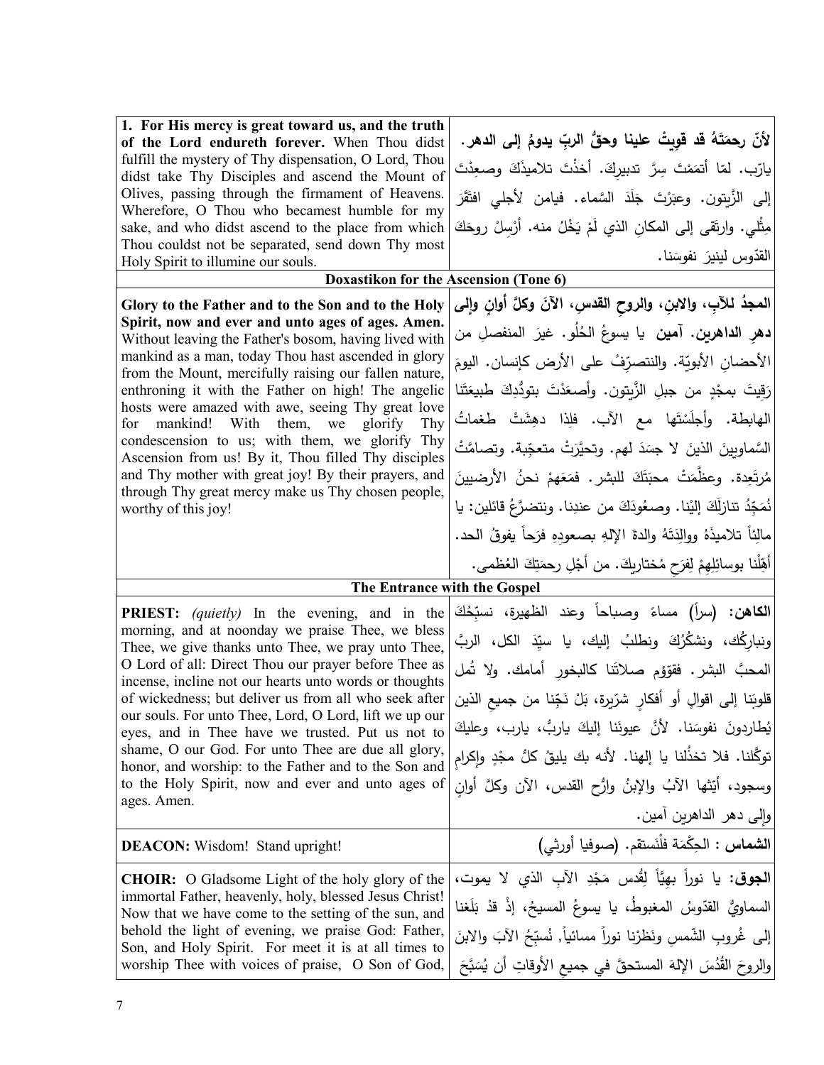| | |
|---|---|
| **1. For His mercy is great toward us, and the truth of the Lord endureth forever.** When Thou didst fulfill the mystery of Thy dispensation, O Lord, Thou didst take Thy Disciples and ascend the Mount of Olives, passing through the firmament of Heavens. Wherefore, O Thou who becamest humble for my sake, and who didst ascend to the place from which Thou couldst not be separated, send down Thy most Holy Spirit to illumine our souls. | **لأنّ رحمَتَهُ قد قوِيتْ علينا وحقُّ الربِّ يدومُ إلى الدهر.** يارّب. لمّا أتمَمْتَ سِرَّ تدبيرِكَ. أخذْتَ تلاميذَكَ وصعِدْتَ إلى الزَّيتون. وعبَرْتَ جَلَدَ السَّماء. فيامن لأجلي افتَقَرَ مِثْلي. وارتقى إلى المكانِ الذي لَمْ يَخْلُ منه. أرْسِلْ روحَكَ القدّوس لينيرَ نفوسَنا. |

**Doxastikon for the Ascension (Tone 6)**

| | |
|---|---|
| **Glory to the Father and to the Son and to the Holy Spirit, now and ever and unto ages of ages. Amen.** Without leaving the Father's bosom, having lived with mankind as a man, today Thou hast ascended in glory from the Mount, mercifully raising our fallen nature, enthroning it with the Father on high! The angelic hosts were amazed with awe, seeing Thy great love for mankind! With them, we glorify Thy condescension to us; with them, we glorify Thy Ascension from us! By it, Thou filled Thy disciples and Thy mother with great joy! By their prayers, and through Thy great mercy make us Thy chosen people, worthy of this joy! | **المجدُ للآبِ، والابنِ، والروحِ القدسِ، الآنَ وكلَّ أوانٍ وإلى دهرِ الداهرين. آمين** يا يسوعُ الحُلو. غيرَ المنفصلِ من الأحضانِ الأبويّة. والنتصرّفُ على الأرض كإنسان. اليومَ رَقِيتَ بمجْدٍ من جبلِ الزَّيتون. وأصعَدْتَ بتودُّدِكَ طبيعَتَنا الهابطة. وأجلَسْتَها مع الآب. فلِذا دهِشَتْ طغماتُ السَّماويينَ الذينَ لا جسَدَ لهم. وتحيَّرَتْ متعجّبة. وتصامَّتْ مُرتَعِدة. وعظَّمَتْ محبّتَكَ للبشر. فمَعَهمْ نحنُ الأرضيينَ نُمَجِّدُ تنازلَكَ إلينا. وصعُودَكَ من عندِنا. ونتضرَّعُ قائلين: يا مالئاً تلاميذَهُ ووالِدَتَهُ والدةَ الإلهِ بصعودِهِ فرَحاً يفوقُ الحد. أهِّلْنا بوسائِلِهِمْ لِفرَحِ مُختاريكَ. من أجْلِ رحمَتِكَ العُظمى. |

**The Entrance with the Gospel**

| | |
|---|---|
| **PRIEST:** *(quietly)* In the evening, and in the morning, and at noonday we praise Thee, we bless Thee, we give thanks unto Thee, we pray unto Thee, O Lord of all: Direct Thou our prayer before Thee as incense, incline not our hearts unto words or thoughts of wickedness; but deliver us from all who seek after our souls. For unto Thee, Lord, O Lord, lift we up our eyes, and in Thee have we trusted. Put us not to shame, O our God. For unto Thee are due all glory, honor, and worship: to the Father and to the Son and to the Holy Spirit, now and ever and unto ages of ages. Amen. | **الكاهن:** (سراً) مساءً وصباحاً وعند الظهيرة، نسبّحُكَ ونباركُك، ونشكُرُكَ ونطلبُ إليك، يا سيّدَ الكل، الربَّ المحبَّ البشر. فقوّمِ صلاتَنا كالبخورِ أمامك. ولا تُمل قلوبَنا إلى اقوالٍ أو أفكارٍ شرّيرة، بَلْ نَجّنا من جميعِ الذين يُطاردونَ نفوسَنا. لأنَّ عيونَنا إليكَ ياربُّ، يارب، وعليكَ توكّلنا. فلا تخذُلنا يا إلهنا. لأنه بك يليقُ كلُّ مجْدٍ وإكرامٍ وسجود، أيّتُها الآبُ والإبنُ وارُّح القدس، الآن وكلَّ أوانٍ وإلى دهر الداهرين آمين. |
| **DEACON:** Wisdom! Stand upright! | **الشماس :** الحِكْمَة فلْنَستقم. (صوفيا أورثي) |
| **CHOIR:** O Gladsome Light of the holy glory of the immortal Father, heavenly, holy, blessed Jesus Christ! Now that we have come to the setting of the sun, and behold the light of evening, we praise God: Father, Son, and Holy Spirit. For meet it is at all times to worship Thee with voices of praise, O Son of God, | **الجوق:** يا نوراً بهيَّاً لِقُدس مَجْدِ الآبِ الذي لا يموت، السماويُّ القدّوسُ المغبوطُ، يا يسوعُ المسيحُ، إذْ قدْ بَلَغنا إلى غُروبِ الشّمسِ ونَظَرْنا نوراً مسائياً, نُسبّحُ الآبَ والابنَ والروحَ القُدُسَ الإلهَ المستحقَّ في جميعِ الأوقاتِ أن يُسَبَّحَ |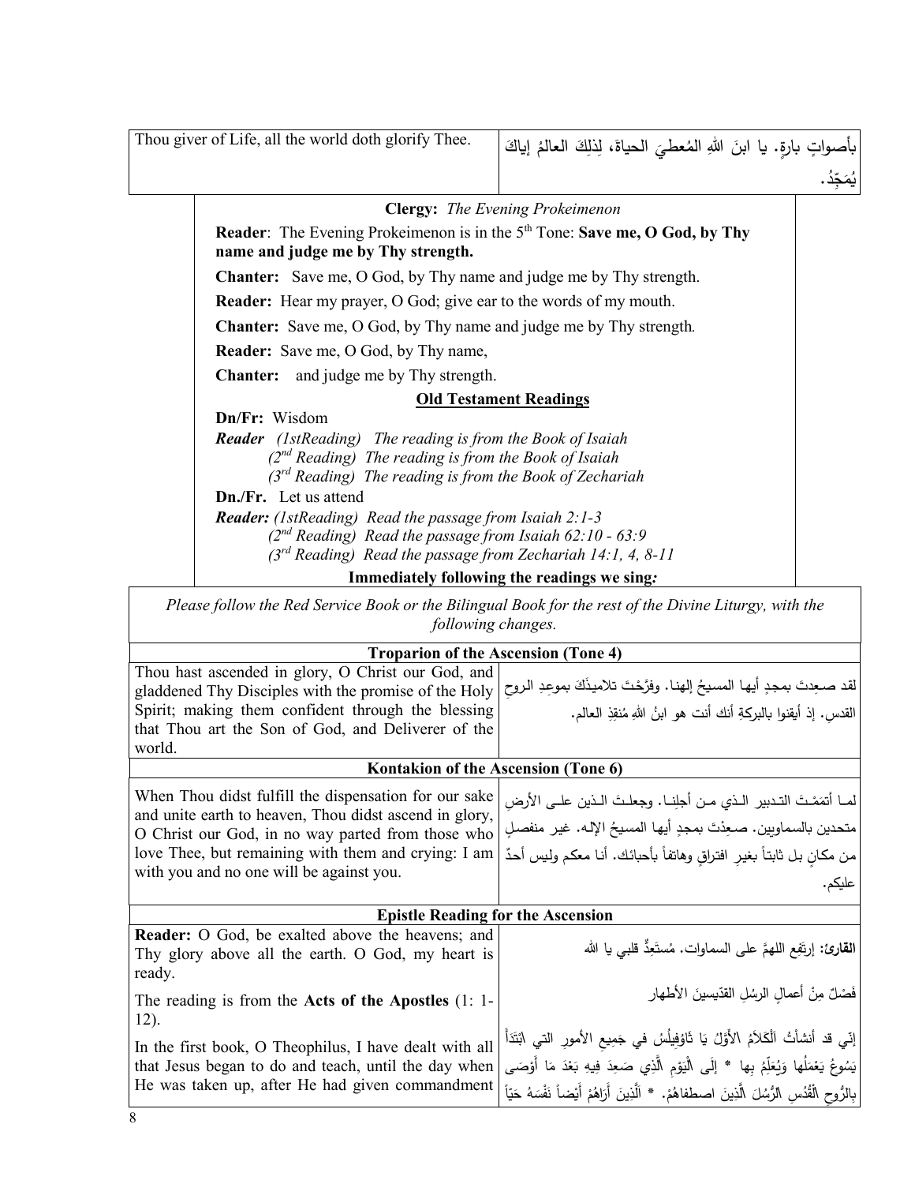| Thou giver of Life, all the world doth glorify Thee. | بأصواتٍ بارةٍ. يا ابنَ اللهِ المُعطيَ الحياةَ، لِذلِكَ العالمُ إياكَ يُمَجِّدُ. |
|---|---|

**Clergy:** *The Evening Prokeimenon*

**Reader**: The Evening Prokeimenon is in the 5th Tone: **Save me, O God, by Thy name and judge me by Thy strength.**

**Chanter:** Save me, O God, by Thy name and judge me by Thy strength.

**Reader:** Hear my prayer, O God; give ear to the words of my mouth.

**Chanter:** Save me, O God, by Thy name and judge me by Thy strength.

**Reader:** Save me, O God, by Thy name,

**Chanter:** and judge me by Thy strength.

**Old Testament Readings**

**Dn/Fr:** Wisdom

***Reader*** *(1stReading) The reading is from the Book of Isaiah*
*(2nd Reading) The reading is from the Book of Isaiah*
*(3rd Reading) The reading is from the Book of Zechariah*

**Dn./Fr.** Let us attend

***Reader:*** *(1stReading) Read the passage from Isaiah 2:1-3*
*(2nd Reading) Read the passage from Isaiah 62:10 - 63:9*
*(3rd Reading) Read the passage from Zechariah 14:1, 4, 8-11*

**Immediately following the readings we sing*:***

*Please follow the Red Service Book or the Bilingual Book for the rest of the Divine Liturgy, with the following changes.*

| **Troparion of the Ascension (Tone 4)** | |
|---|---|
| Thou hast ascended in glory, O Christ our God, and gladdened Thy Disciples with the promise of the Holy Spirit; making them confident through the blessing that Thou art the Son of God, and Deliverer of the world. | لقد صعِدتَ بمجدٍ أيها المسيحُ إلهنا. وفرَّحْتَ تلاميذَكَ بموعِدِ الروحِ القدسِ. إذ أيقنوا بالبركةِ أنك أنت هو ابنُ اللهِ مُنقِذِ العالم. |
| **Kontakion of the Ascension (Tone 6)** | |
| When Thou didst fulfill the dispensation for our sake and unite earth to heaven, Thou didst ascend in glory, O Christ our God, in no way parted from those who love Thee, but remaining with them and crying: I am with you and no one will be against you. | لما أتممْتَ التدبير الذي من أجلِنا. وجعلتَ الذين على الأرضِ متحدين بالسماويين. صعِدْتَ بمجدٍ أيها المسيحُ الإله. غير منفصلٍ من مكانٍ بل ثابتاً بغيرِ افتراقٍ وهاتفاً بأحبائك. أنا معكم وليس أحدٌ عليكم. |
| **Epistle Reading for the Ascension** | |
| **Reader:** O God, be exalted above the heavens; and Thy glory above all the earth. O God, my heart is ready. | **القارئ:** إرتَفِع اللهمَّ على السماوات. مُستَعِدٌّ قلبي يا الله |
| The reading is from the **Acts of the Apostles** (1: 1-12). | فَصْلٌ مِنْ أعمالِ الرسُلِ القدّيسينَ الأطهار |
| In the first book, O Theophilus, I have dealt with all that Jesus began to do and teach, until the day when He was taken up, after He had given commandment | إنّي قد أنشأتُ اَلْكَلاَمَ الأَوَّلَ يَا ثَاوُفِيلُسُ في جَمِيعِ الأمورِ التي ابْتَدَأَ يَسُوعُ يَعْمَلُها وَيُعَلِّمُ بها * إِلَى اَلْيَوْمِ اَلَّذِي صَعِدَ فِيهِ بَعْدَ مَا أَوْصَى بِالرُّوحِ اَلْقُدُسِ اَلرُّسُلَ اَلَّذِينَ اصطفاهُمْ. * اَلَّذِينَ أَرَاهُمْ أَيْضاً نَفْسَهُ حَيّاً |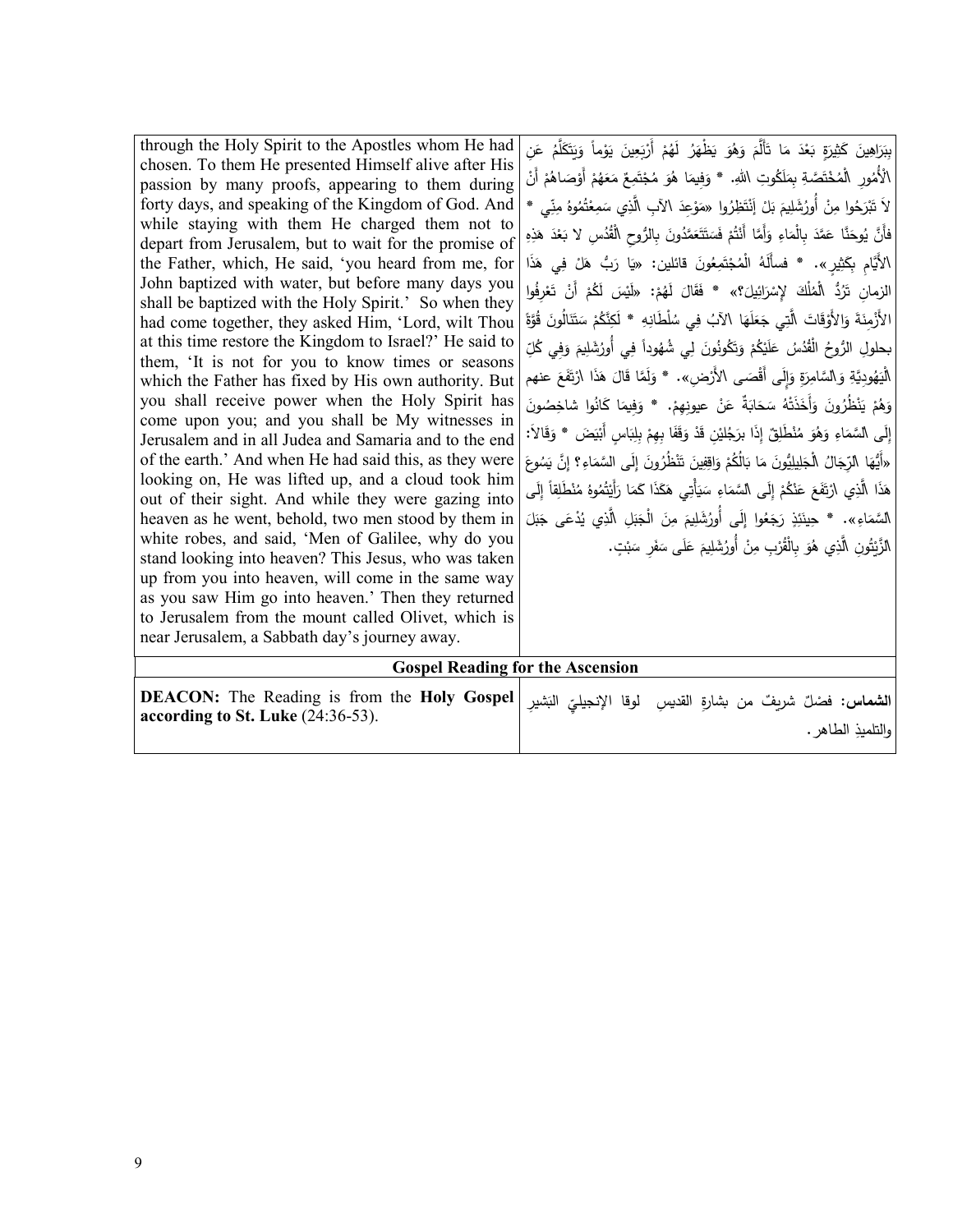| | |
|---|---|
| through the Holy Spirit to the Apostles whom He had chosen. To them He presented Himself alive after His passion by many proofs, appearing to them during forty days, and speaking of the Kingdom of God. And while staying with them He charged them not to depart from Jerusalem, but to wait for the promise of the Father, which, He said, 'you heard from me, for John baptized with water, but before many days you shall be baptized with the Holy Spirit.' So when they had come together, they asked Him, 'Lord, wilt Thou at this time restore the Kingdom to Israel?' He said to them, 'It is not for you to know times or seasons which the Father has fixed by His own authority. But you shall receive power when the Holy Spirit has come upon you; and you shall be My witnesses in Jerusalem and in all Judea and Samaria and to the end of the earth.' And when He had said this, as they were looking on, He was lifted up, and a cloud took him out of their sight. And while they were gazing into heaven as he went, behold, two men stood by them in white robes, and said, 'Men of Galilee, why do you stand looking into heaven? This Jesus, who was taken up from you into heaven, will come in the same way as you saw Him go into heaven.' Then they returned to Jerusalem from the mount called Olivet, which is near Jerusalem, a Sabbath day's journey away. | بِبَرَاهِينَ كَثِيرَةٍ بَعْدَ مَا تَأَلَّمَ وَهُوَ يَظْهَرُ لَهُمْ أَرْبَعِينَ يَوْماً وَيَتَكَلَّمُ عَنِ الأُمُورِ الْمُخْتَصَّةِ بِمَلَكُوتِ اللهِ. * وَفِيمَا هُوَ مُجْتَمِعٌ مَعَهُمْ أَوْصَاهُمْ أَنْ لاَ تَبْرَحُوا مِنْ أُورُشَلِيمَ بَلْ إنْتَظِرُوا «مَوْعِدَ الآبِ الَّذِي سَمِعْتُمُوهُ مِنِّي * فَأَنَّ يُوحَنَّا عَمَّدَ بِالْمَاءِ وَأَمَّا أَنْتُمْ فَسَتَتَعَمَّدُونَ بِالرُّوحِ الْقُدُسِ لا بَعْدَ هذِهِ الأَيَّامِ بِكَثِيرٍ». * فسأَلَهُ الْمُجْتَمِعُونَ قائلين: «يَا رَبُّ هَلْ فِي هَذَا الزمانِ تَرُدُّ الْمُلْكَ لإِسْرَائِيلَ؟» * فَقَالَ لَهُمْ: «لَيْسَ لَكُمْ أَنْ تَعْرِفُوا الأَزْمِنَةَ وَالأَوْقَاتَ الَّتِي جَعَلَهَا الآبُ فِي سُلْطَانِهِ * لَكِنَّكُمْ سَتَنَالُونَ قُوَّةً بحلولِ الرُّوحُ الْقُدُسُ عَلَيْكُمْ وَتَكُونُونَ لِي شُهُوداً فِي أُورُشَلِيمَ وَفِي كُلِّ الْيَهُودِيَّةِ وَالسَّامِرَةِ وَإِلَى أَقْصَى الأَرْضِ». * وَلَمَّا قَالَ هَذَا ارْتَفَعَ عنهم وَهُمْ يَنْظُرُونَ وَأَخَذَتْهُ سَحَابَةٌ عَنْ عيونِهِمْ. * وَفِيمَا كَانُوا شاخِصُونَ إِلَى السَّمَاءِ وَهُوَ مُنْطَلِقٌ إِذَا بِرَجُلَيْنِ قَدْ وَقَفَا بِهِمْ بِلِبَاسٍ أَبْيَضَ * وَقَالاَ: «أَيُّهَا الرِّجَالُ الْجَلِيلِيُّونَ مَا بَالُكُمْ وَاقِفِينَ تَنْظُرُونَ إِلَى السَّمَاءِ؟ إِنَّ يَسُوعَ هَذَا الَّذِي ارْتَفَعَ عَنْكُمْ إِلَى السَّمَاءِ سَيَأْتِي هَكَذَا كَمَا رَأَيْتُمُوهُ مُنْطَلِقاً إِلَى السَّمَاءِ». * حِينَئِذٍ رَجَعُوا إِلَى أُورُشَلِيمَ مِنَ الْجَبَلِ الَّذِي يُدْعَى جَبَلَ الزَّيْتُونِ الَّذِي هُوَ بِالْقُرْبِ مِنْ أُورُشَلِيمَ عَلَى سَفَرِ سَبْتٍ. |

**Gospel Reading for the Ascension**

| | |
|---|---|
| **DEACON:** The Reading is from the **Holy Gospel according to St. Luke** (24:36-53). | **الشماس:** فصْلٌ شريفٌ من بشارةِ القديسِ لوقا الإنجيليِّ البَشيرِ والتلميذِ الطاهر. |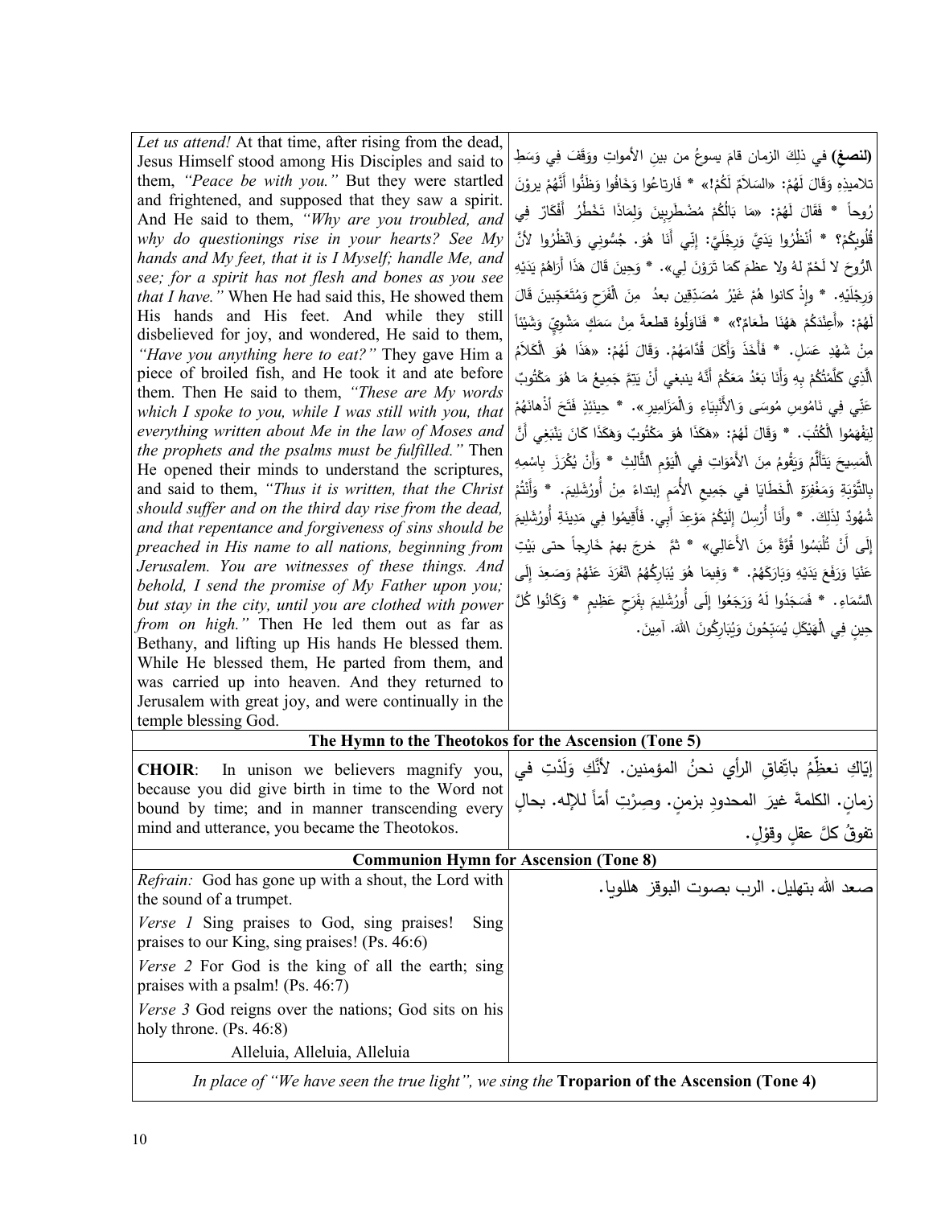| | |
|---|---|
| *Let us attend!* At that time, after rising from the dead, Jesus Himself stood among His Disciples and said to them, *"Peace be with you."* But they were startled and frightened, and supposed that they saw a spirit. And He said to them, *"Why are you troubled, and why do questionings rise in your hearts? See My hands and My feet, that it is I Myself; handle Me, and see; for a spirit has not flesh and bones as you see that I have."* When He had said this, He showed them His hands and His feet. And while they still disbelieved for joy, and wondered, He said to them, *"Have you anything here to eat?"* They gave Him a piece of broiled fish, and He took it and ate before them. Then He said to them, *"These are My words which I spoke to you, while I was still with you, that everything written about Me in the law of Moses and the prophets and the psalms must be fulfilled."* Then He opened their minds to understand the scriptures, and said to them, *"Thus it is written, that the Christ should suffer and on the third day rise from the dead, and that repentance and forgiveness of sins should be preached in His name to all nations, beginning from Jerusalem. You are witnesses of these things. And behold, I send the promise of My Father upon you; but stay in the city, until you are clothed with power from on high."* Then He led them out as far as Bethany, and lifting up His hands He blessed them. While He blessed them, He parted from them, and was carried up into heaven. And they returned to Jerusalem with great joy, and were continually in the temple blessing God. | **(لنصغ)** في ذلِكَ الزمان قامَ يسوعُ من بين الأمواتِ ووَقَفَ فِي وَسَطِ تلاميذِهِ وقَالَ لَهُمْ: «السَلاَمُ لَكُمْ!» * فَارتاعُوا وَخَافُوا وَظَنُّوا أَنَّهُمْ يرونَ رُوحاً * فَقَالَ لَهُمْ: «مَا بَالُكُمْ مُضْطَرِبِينَ وَلِمَاذَا تَخْطُرُ أَفْكَارٌ فِي قُلُوبِكُمْ؟ * أُنْظُرُوا يَدَيَّ وَرِجْلَيَّ: إِنّي أَنَا هُوَ. جُسُّونِي وَانْظُرُوا لأنَّ الرُّوحَ لا لَحْمٌ لهُ ولا عظمَ كَمَا تَرَوْنَ لِي». * وَحِينَ قَالَ هَذَا أَرَاهُمْ يَدَيْهِ وَرِجْلَيْهِ. * وإذْ كانوا هُمْ غَيْرُ مُصَدِّقِين بعدُ مِنَ الْفَرَحِ وَمُتَعَجِّبِينَ قَالَ لَهُمْ: «أَعِنْدَكُمْ هَهُنَا طَعَامٌ؟» * فَنَاوَلُوهُ قطعةً مِنْ سَمَكٍ مَشْوِيٍّ وَشَيْئاً مِنْ شَهْدِ عَسَلٍ. * فَأَخَذَ وَأَكَلَ قُدَّامَهُمْ. وَقَالَ لَهُمْ: «هَذَا هُوَ الْكَلاَمُ الَّذِي كَلَّمْتُكُمْ بِهِ وَأَنَا بَعْدُ مَعَكُمْ أَنَّهُ يَنبغي أَنْ يَتِمَّ جَمِيعُ مَا هُوَ مَكْتُوبٌ عَنِّي فِي نَامُوسِ مُوسَى وَالأَنْبِيَاءِ وَالْمَزَامِيرِ». * حِينَئِذٍ فَتَحَ أَذْهانَهُمْ لِيَفْهَمُوا الْكُتُبَ. * وَقَالَ لَهُمْ: «هَكَذَا هُوَ مَكْتُوبٌ وَهَكَذَا كانَ يَنْبَغِي أَنَّ الْمَسِيحَ يَتَأَلَّمُ وَيَقُومُ مِنَ الأَمْوَاتِ فِي الْيَوْمِ الثَّالِثِ * وَأَنْ يُكْرَزَ بِاسْمِهِ بِالتَّوْبَةِ وَمَغْفِرَةِ الْخَطَايَا في جَمِيعِ الأُمَمِ إبتداءً مِنْ أُورُشَلِيمَ. * وَأَنْتُمْ شُهُودٌ لِذَلِكَ. * وأَنَا أُرْسِلُ إِلَيْكُمْ مَوْعِدَ أَبِي. فَأَقِيمُوا فِي مَدِينَةِ أُورُشَلِيمَ إِلَى أَنْ تُلْبَسُوا قُوَّةً مِنَ الأَعَالِي» * ثمَّ خرجَ بهمْ خَارِجاً حتى بَيْتِ عَنْيَا وَرَفَعَ يَدَيْهِ وَبَارَكَهُمْ. * وَفِيمَا هُوَ يُبَارِكُهُمُ انْفَرَدَ عَنْهُمْ وَصَعِدَ إِلَى السَّمَاءِ. * فَسَجَدُوا لَهُ وَرَجَعُوا إِلَى أُورُشَلِيمَ بِفَرَحٍ عَظِيمٍ * وَكَانُوا كُلَّ حِينٍ فِي الْهَيْكَلِ يُسَبِّحُونَ وَيُبَارِكُونَ اللهَ. آمِينَ. |
| **The Hymn to the Theotokos for the Ascension (Tone 5)** | |
| **CHOIR**: In unison we believers magnify you, because you did give birth in time to the Word not bound by time; and in manner transcending every mind and utterance, you became the Theotokos. | إيّاكِ نعظِّمُ باتِّفاقِ الرأيِ نحنُ المؤمنين. لأنَّكِ وَلَدْتِ في زمانٍ الكلمةَ غيرَ المحدودِ بزمنٍ. وصِرْتِ أمّاً للإله. بحالٍ تفوقُ كلَّ عقلٍ وقوْلٍ. |
| **Communion Hymn for Ascension (Tone 8)** | |
| *Refrain:* God has gone up with a shout, the Lord with the sound of a trumpet. | صعد الله بتهليل. الرب بصوت البوقِ هللويا. |
| *Verse 1* Sing praises to God, sing praises! Sing praises to our King, sing praises! (Ps. 46:6) | |
| *Verse 2* For God is the king of all the earth; sing praises with a psalm! (Ps. 46:7) | |
| *Verse 3* God reigns over the nations; God sits on his holy throne. (Ps. 46:8) | |
| Alleluia, Alleluia, Alleluia | |

*In place of "We have seen the true light", we sing the* **Troparion of the Ascension (Tone 4)**